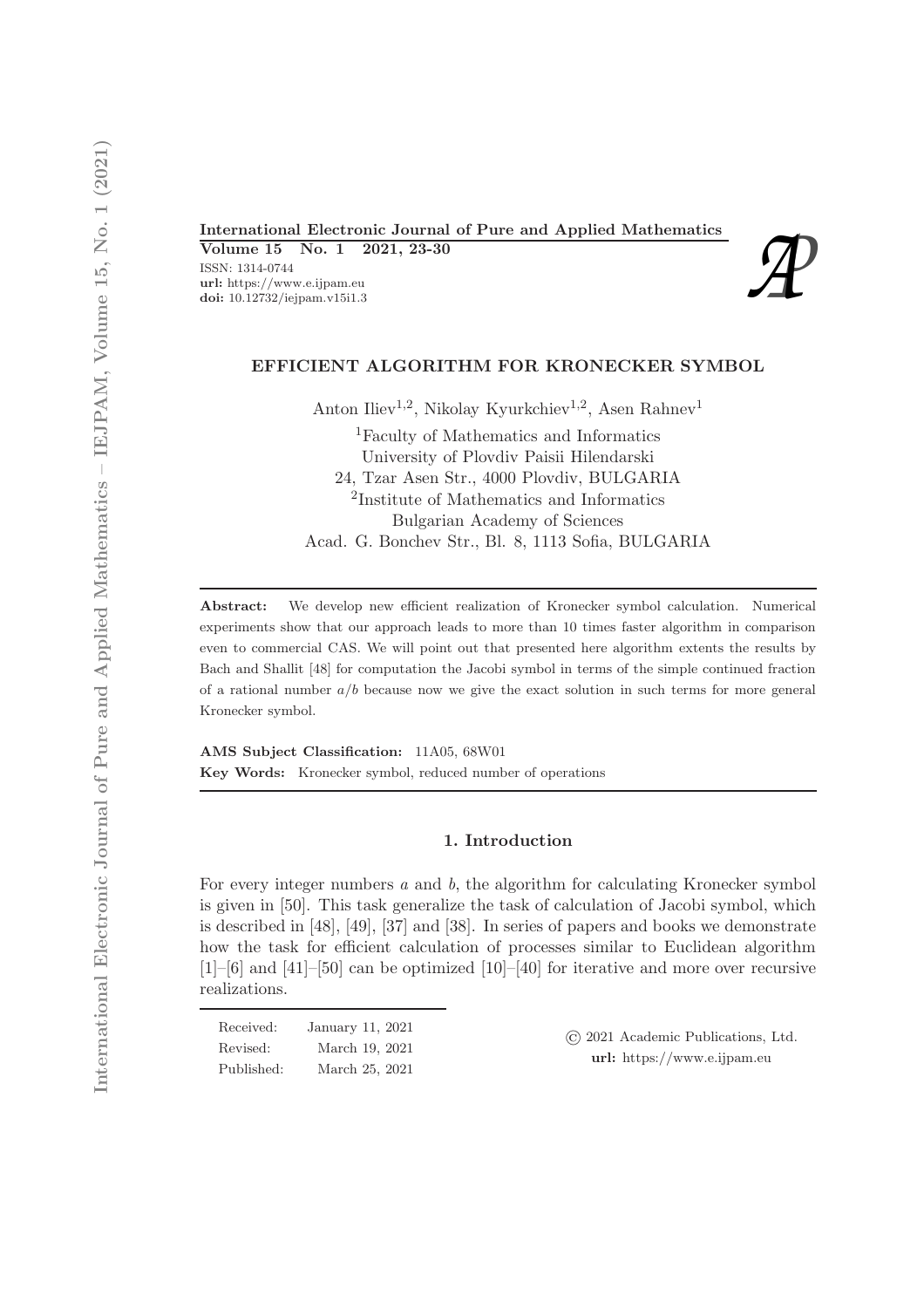# EFFICIENT ALGORITHM FOR KRONECKER SYMBOL

Anton Iliev[1,2], Nikolay Kyurkchiev[1,2], Asen Rahnev[1]

[1]Faculty of Mathematics and Informatics
University of Plovdiv Paisii Hilendarski
24, Tzar Asen Str., 4000 Plovdiv, BULGARIA
[2]Institute of Mathematics and Informatics
Bulgarian Academy of Sciences
Acad. G. Bonchev Str., Bl. 8, 1113 Sofia, BULGARIA

**Abstract:** We develop new efficient realization of Kronecker symbol calculation. Numerical experiments show that our approach leads to more than 10 times faster algorithm in comparison even to commercial CAS. We will point out that presented here algorithm extents the results by Bach and Shallit [48] for computation the Jacobi symbol in terms of the simple continued fraction of a rational number $a/b$ because now we give the exact solution in such terms for more general Kronecker symbol.

**AMS Subject Classification:** 11A05, 68W01

**Key Words:** Kronecker symbol, reduced number of operations

## 1. Introduction

For every integer numbers $a$ and $b$, the algorithm for calculating Kronecker symbol is given in [50]. This task generalize the task of calculation of Jacobi symbol, which is described in [48], [49], [37] and [38]. In series of papers and books we demonstrate how the task for efficient calculation of processes similar to Euclidean algorithm [1]–[6] and [41]–[50] can be optimized [10]–[40] for iterative and more over recursive realizations.

Received: January 11, 2021
Revised: March 19, 2021
Published: March 25, 2021

© 2021 Academic Publications, Ltd.
**url:** https://www.e.ijpam.eu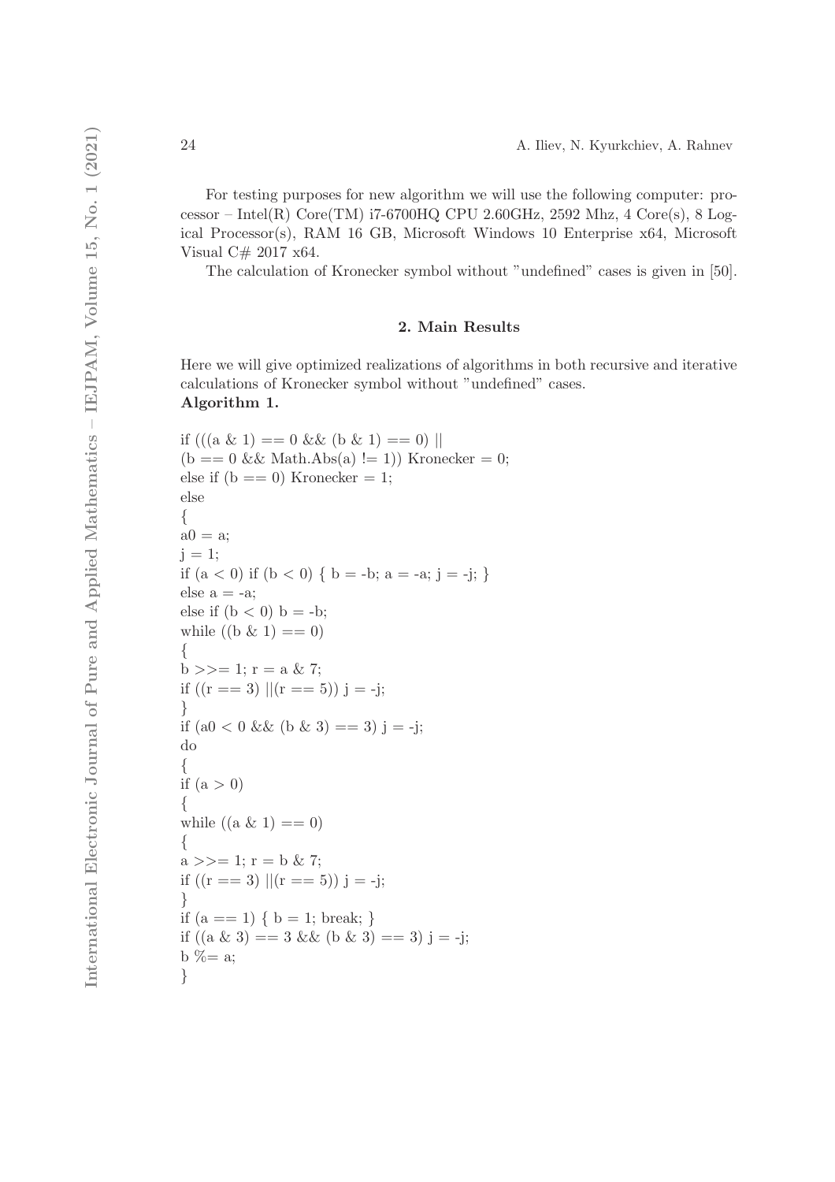For testing purposes for new algorithm we will use the following computer: processor – Intel(R) Core(TM) i7-6700HQ CPU 2.60GHz, 2592 Mhz, 4 Core(s), 8 Logical Processor(s), RAM 16 GB, Microsoft Windows 10 Enterprise x64, Microsoft Visual C# 2017 x64.

The calculation of Kronecker symbol without "undefined" cases is given in [50].

## 2. Main Results

Here we will give optimized realizations of algorithms in both recursive and iterative calculations of Kronecker symbol without "undefined" cases.

**Algorithm 1.**

```
if (((a & 1) == 0 && (b & 1) == 0) ||
(b == 0 && Math.Abs(a) != 1)) Kronecker = 0;
else if (b == 0) Kronecker = 1;
else
{
a0 = a;
j = 1;
if (a < 0) if (b < 0) { b = -b; a = -a; j = -j; }
else a = -a;
else if (b < 0) b = -b;
while ((b & 1) == 0)
{
b >>= 1; r = a & 7;
if ((r == 3) ||(r == 5)) j = -j;
}
if (a0 < 0 && (b & 3) == 3) j = -j;
do
{
if (a > 0)
{
while ((a & 1) == 0)
{
a >>= 1; r = b & 7;
if ((r == 3) ||(r == 5)) j = -j;
}
if (a == 1) { b = 1; break; }
if ((a & 3) == 3 && (b & 3) == 3) j = -j;
b %= a;
}
```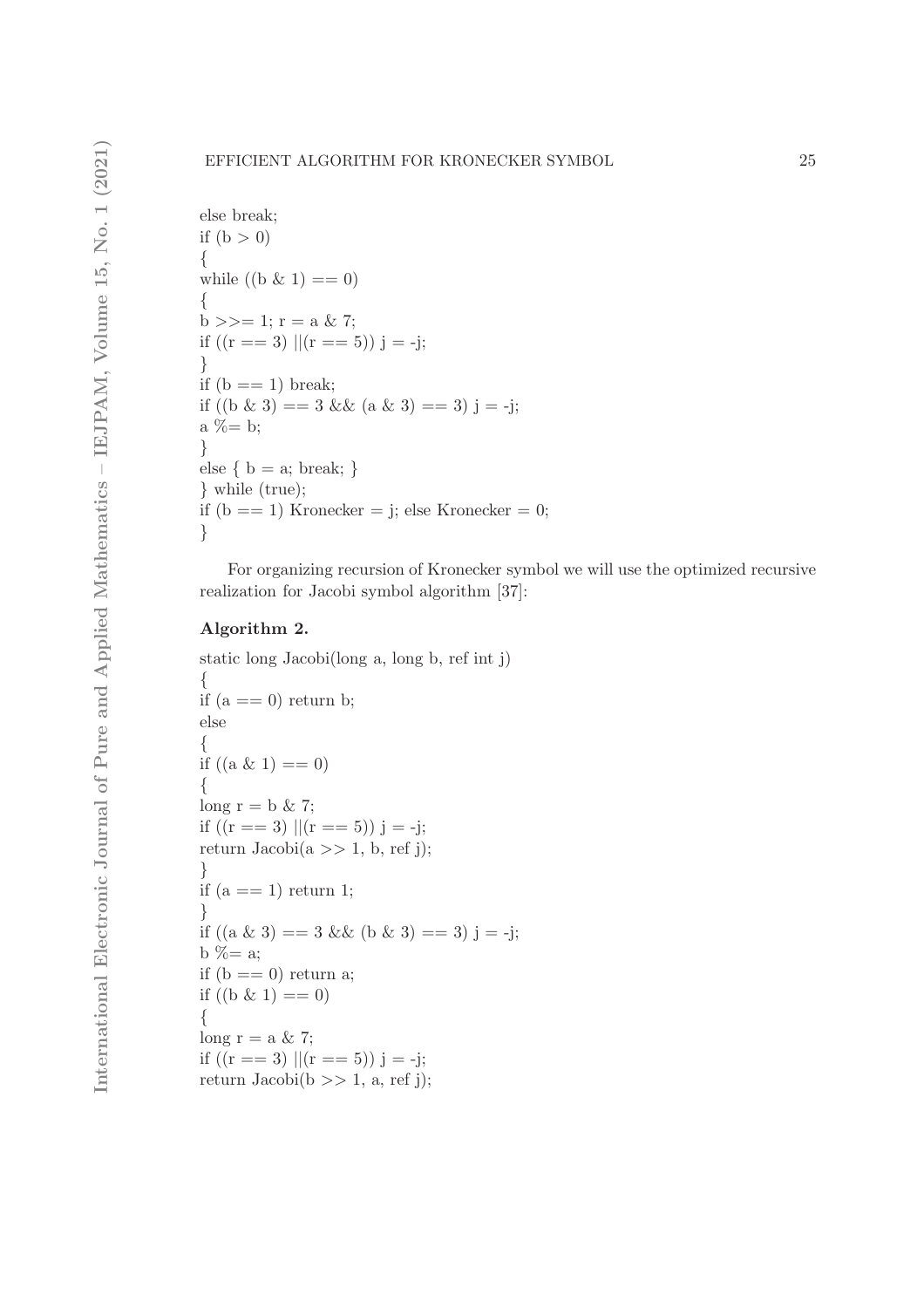```
else break;
if (b > 0)
{
while ((b & 1) == 0)
{
b >>= 1; r = a & 7;
if ((r == 3) ||(r == 5)) j = -j;
}
if (b == 1) break;
if ((b & 3) == 3 && (a & 3) == 3) j = -j;
a %= b;
}
else { b = a; break; }
} while (true);
if (b == 1) Kronecker = j; else Kronecker = 0;
}
```

For organizing recursion of Kronecker symbol we will use the optimized recursive realization for Jacobi symbol algorithm [37]:

**Algorithm 2.**

```
static long Jacobi(long a, long b, ref int j)
{
if (a == 0) return b;
else
{
if ((a & 1) == 0)
{
long r = b & 7;
if ((r == 3) ||(r == 5)) j = -j;
return Jacobi(a >> 1, b, ref j);
}
if (a == 1) return 1;
}
if ((a & 3) == 3 && (b & 3) == 3) j = -j;
b %= a;
if (b == 0) return a;
if ((b & 1) == 0)
{
long r = a & 7;
if ((r == 3) ||(r == 5)) j = -j;
return Jacobi(b >> 1, a, ref j);
```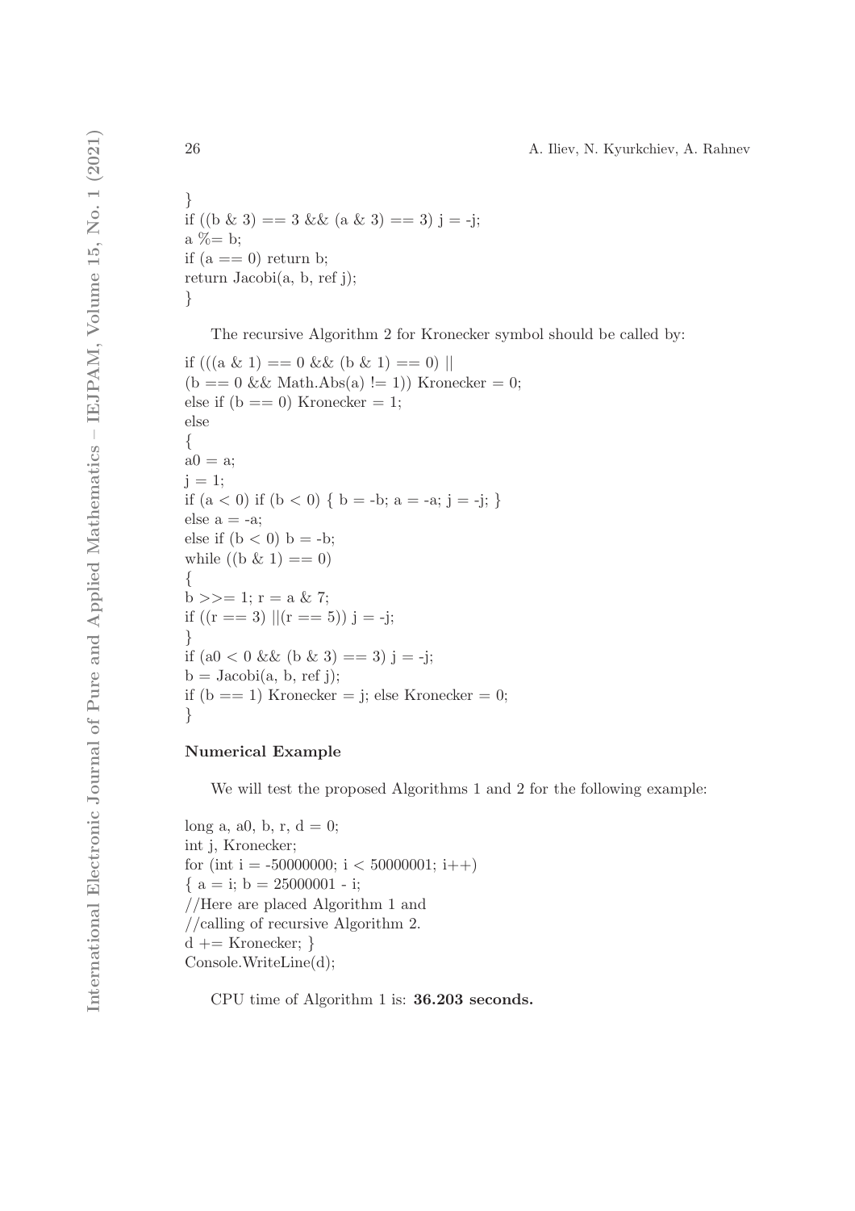```
}
if ((b & 3) == 3 && (a & 3) == 3) j = -j;
a %= b;
if (a == 0) return b;
return Jacobi(a, b, ref j);
}
```

The recursive Algorithm 2 for Kronecker symbol should be called by:

```
if (((a & 1) == 0 && (b & 1) == 0) ||
(b == 0 && Math.Abs(a) != 1)) Kronecker = 0;
else if (b == 0) Kronecker = 1;
else
{
a0 = a;
j = 1;
if (a < 0) if (b < 0) { b = -b; a = -a; j = -j; }
else a = -a;
else if (b < 0) b = -b;
while ((b & 1) == 0)
{
b >>= 1; r = a & 7;
if ((r == 3) ||(r == 5)) j = -j;
}
if (a0 < 0 && (b & 3) == 3) j = -j;
b = Jacobi(a, b, ref j);
if (b == 1) Kronecker = j; else Kronecker = 0;
}
```

**Numerical Example**

We will test the proposed Algorithms 1 and 2 for the following example:

```
long a, a0, b, r, d = 0;
int j, Kronecker;
for (int i = -50000000; i < 50000001; i++)
{ a = i; b = 25000001 - i;
//Here are placed Algorithm 1 and
//calling of recursive Algorithm 2.
d += Kronecker; }
Console.WriteLine(d);
```

CPU time of Algorithm 1 is: **36.203 seconds.**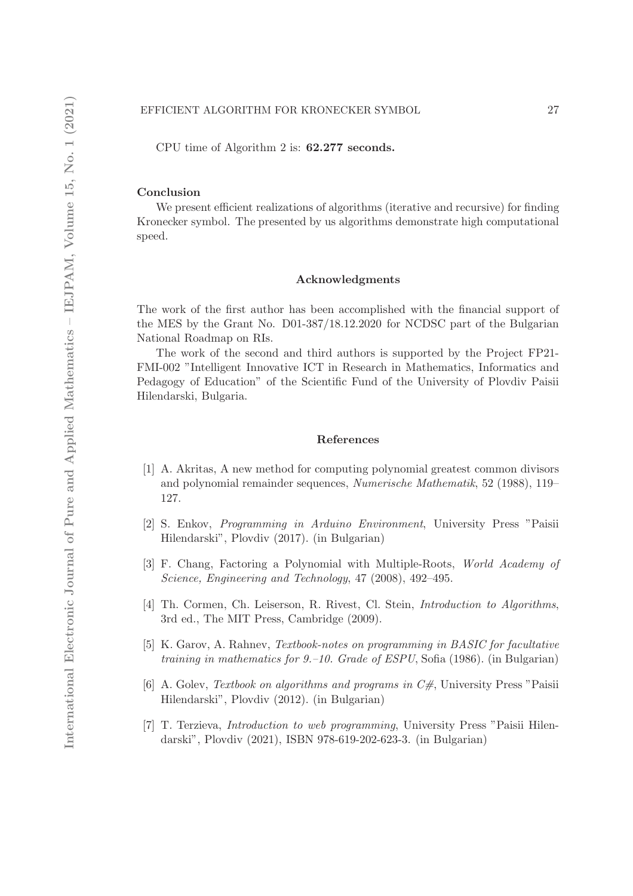CPU time of Algorithm 2 is: **62.277 seconds.**

### Conclusion

We present efficient realizations of algorithms (iterative and recursive) for finding Kronecker symbol. The presented by us algorithms demonstrate high computational speed.

## Acknowledgments

The work of the first author has been accomplished with the financial support of the MES by the Grant No. D01-387/18.12.2020 for NCDSC part of the Bulgarian National Roadmap on RIs.

The work of the second and third authors is supported by the Project FP21-FMI-002 "Intelligent Innovative ICT in Research in Mathematics, Informatics and Pedagogy of Education" of the Scientific Fund of the University of Plovdiv Paisii Hilendarski, Bulgaria.

## References

[1] A. Akritas, A new method for computing polynomial greatest common divisors and polynomial remainder sequences, *Numerische Mathematik*, 52 (1988), 119–127.

[2] S. Enkov, *Programming in Arduino Environment*, University Press "Paisii Hilendarski", Plovdiv (2017). (in Bulgarian)

[3] F. Chang, Factoring a Polynomial with Multiple-Roots, *World Academy of Science, Engineering and Technology*, 47 (2008), 492–495.

[4] Th. Cormen, Ch. Leiserson, R. Rivest, Cl. Stein, *Introduction to Algorithms*, 3rd ed., The MIT Press, Cambridge (2009).

[5] K. Garov, A. Rahnev, *Textbook-notes on programming in BASIC for facultative training in mathematics for 9.–10. Grade of ESPU*, Sofia (1986). (in Bulgarian)

[6] A. Golev, *Textbook on algorithms and programs in C#*, University Press "Paisii Hilendarski", Plovdiv (2012). (in Bulgarian)

[7] T. Terzieva, *Introduction to web programming*, University Press "Paisii Hilendarski", Plovdiv (2021), ISBN 978-619-202-623-3. (in Bulgarian)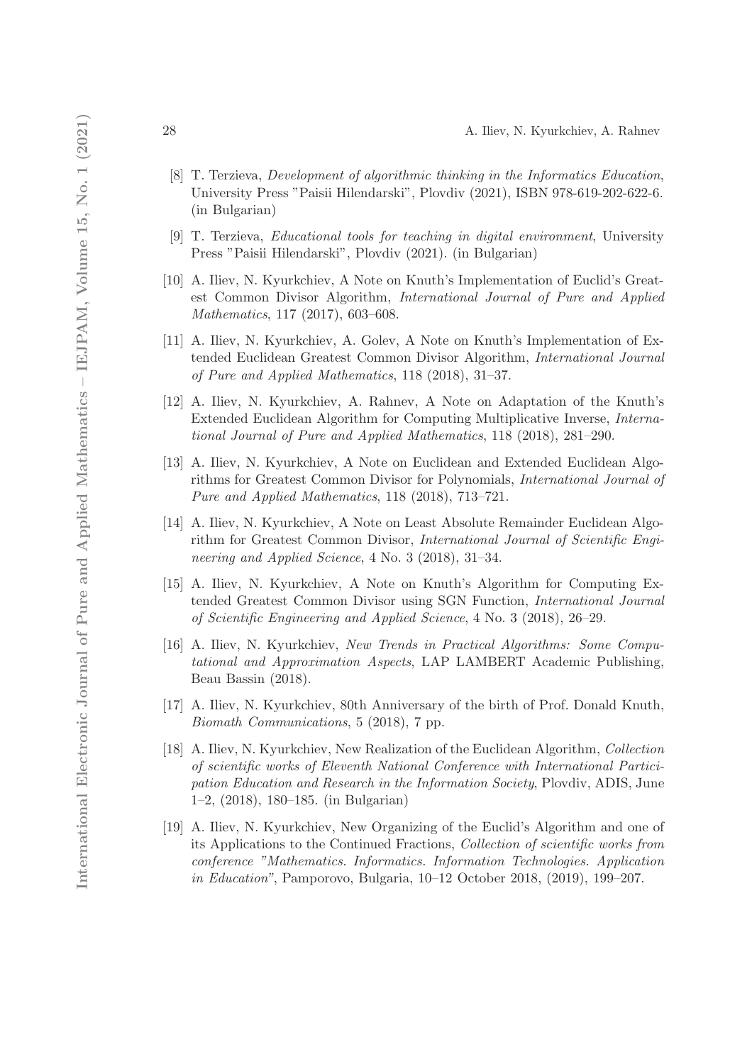[8] T. Terzieva, *Development of algorithmic thinking in the Informatics Education*, University Press "Paisii Hilendarski", Plovdiv (2021), ISBN 978-619-202-622-6. (in Bulgarian)

[9] T. Terzieva, *Educational tools for teaching in digital environment*, University Press "Paisii Hilendarski", Plovdiv (2021). (in Bulgarian)

[10] A. Iliev, N. Kyurkchiev, A Note on Knuth's Implementation of Euclid's Greatest Common Divisor Algorithm, *International Journal of Pure and Applied Mathematics*, 117 (2017), 603–608.

[11] A. Iliev, N. Kyurkchiev, A. Golev, A Note on Knuth's Implementation of Extended Euclidean Greatest Common Divisor Algorithm, *International Journal of Pure and Applied Mathematics*, 118 (2018), 31–37.

[12] A. Iliev, N. Kyurkchiev, A. Rahnev, A Note on Adaptation of the Knuth's Extended Euclidean Algorithm for Computing Multiplicative Inverse, *International Journal of Pure and Applied Mathematics*, 118 (2018), 281–290.

[13] A. Iliev, N. Kyurkchiev, A Note on Euclidean and Extended Euclidean Algorithms for Greatest Common Divisor for Polynomials, *International Journal of Pure and Applied Mathematics*, 118 (2018), 713–721.

[14] A. Iliev, N. Kyurkchiev, A Note on Least Absolute Remainder Euclidean Algorithm for Greatest Common Divisor, *International Journal of Scientific Engineering and Applied Science*, 4 No. 3 (2018), 31–34.

[15] A. Iliev, N. Kyurkchiev, A Note on Knuth's Algorithm for Computing Extended Greatest Common Divisor using SGN Function, *International Journal of Scientific Engineering and Applied Science*, 4 No. 3 (2018), 26–29.

[16] A. Iliev, N. Kyurkchiev, *New Trends in Practical Algorithms: Some Computational and Approximation Aspects*, LAP LAMBERT Academic Publishing, Beau Bassin (2018).

[17] A. Iliev, N. Kyurkchiev, 80th Anniversary of the birth of Prof. Donald Knuth, *Biomath Communications*, 5 (2018), 7 pp.

[18] A. Iliev, N. Kyurkchiev, New Realization of the Euclidean Algorithm, *Collection of scientific works of Eleventh National Conference with International Participation Education and Research in the Information Society*, Plovdiv, ADIS, June 1–2, (2018), 180–185. (in Bulgarian)

[19] A. Iliev, N. Kyurkchiev, New Organizing of the Euclid's Algorithm and one of its Applications to the Continued Fractions, *Collection of scientific works from conference "Mathematics. Informatics. Information Technologies. Application in Education"*, Pamporovo, Bulgaria, 10–12 October 2018, (2019), 199–207.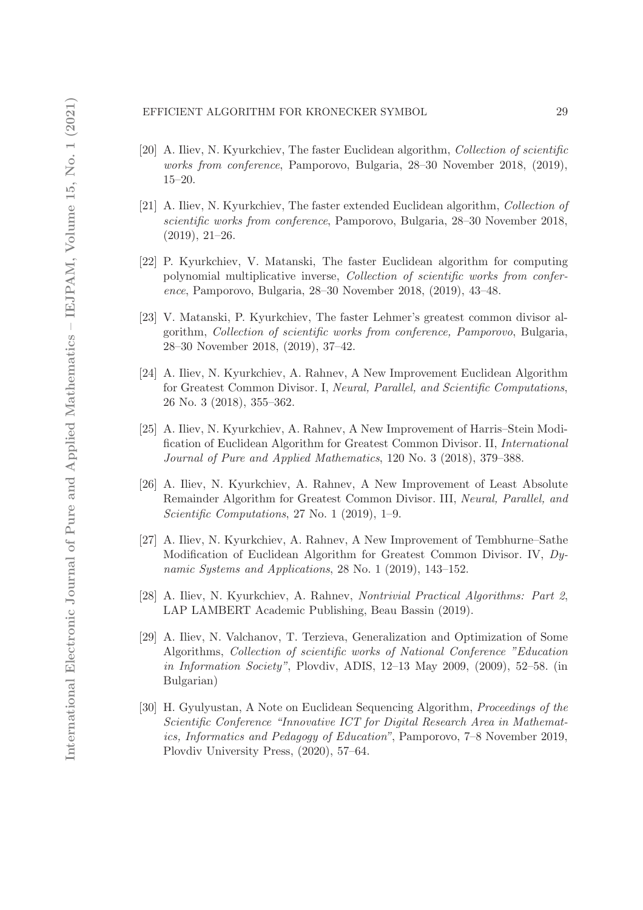[20] A. Iliev, N. Kyurkchiev, The faster Euclidean algorithm, *Collection of scientific works from conference*, Pamporovo, Bulgaria, 28–30 November 2018, (2019), 15–20.

[21] A. Iliev, N. Kyurkchiev, The faster extended Euclidean algorithm, *Collection of scientific works from conference*, Pamporovo, Bulgaria, 28–30 November 2018, (2019), 21–26.

[22] P. Kyurkchiev, V. Matanski, The faster Euclidean algorithm for computing polynomial multiplicative inverse, *Collection of scientific works from conference*, Pamporovo, Bulgaria, 28–30 November 2018, (2019), 43–48.

[23] V. Matanski, P. Kyurkchiev, The faster Lehmer's greatest common divisor algorithm, *Collection of scientific works from conference, Pamporovo*, Bulgaria, 28–30 November 2018, (2019), 37–42.

[24] A. Iliev, N. Kyurkchiev, A. Rahnev, A New Improvement Euclidean Algorithm for Greatest Common Divisor. I, *Neural, Parallel, and Scientific Computations*, 26 No. 3 (2018), 355–362.

[25] A. Iliev, N. Kyurkchiev, A. Rahnev, A New Improvement of Harris–Stein Modification of Euclidean Algorithm for Greatest Common Divisor. II, *International Journal of Pure and Applied Mathematics*, 120 No. 3 (2018), 379–388.

[26] A. Iliev, N. Kyurkchiev, A. Rahnev, A New Improvement of Least Absolute Remainder Algorithm for Greatest Common Divisor. III, *Neural, Parallel, and Scientific Computations*, 27 No. 1 (2019), 1–9.

[27] A. Iliev, N. Kyurkchiev, A. Rahnev, A New Improvement of Tembhurne–Sathe Modification of Euclidean Algorithm for Greatest Common Divisor. IV, *Dynamic Systems and Applications*, 28 No. 1 (2019), 143–152.

[28] A. Iliev, N. Kyurkchiev, A. Rahnev, *Nontrivial Practical Algorithms: Part 2*, LAP LAMBERT Academic Publishing, Beau Bassin (2019).

[29] A. Iliev, N. Valchanov, T. Terzieva, Generalization and Optimization of Some Algorithms, *Collection of scientific works of National Conference "Education in Information Society"*, Plovdiv, ADIS, 12–13 May 2009, (2009), 52–58. (in Bulgarian)

[30] H. Gyulyustan, A Note on Euclidean Sequencing Algorithm, *Proceedings of the Scientific Conference "Innovative ICT for Digital Research Area in Mathematics, Informatics and Pedagogy of Education"*, Pamporovo, 7–8 November 2019, Plovdiv University Press, (2020), 57–64.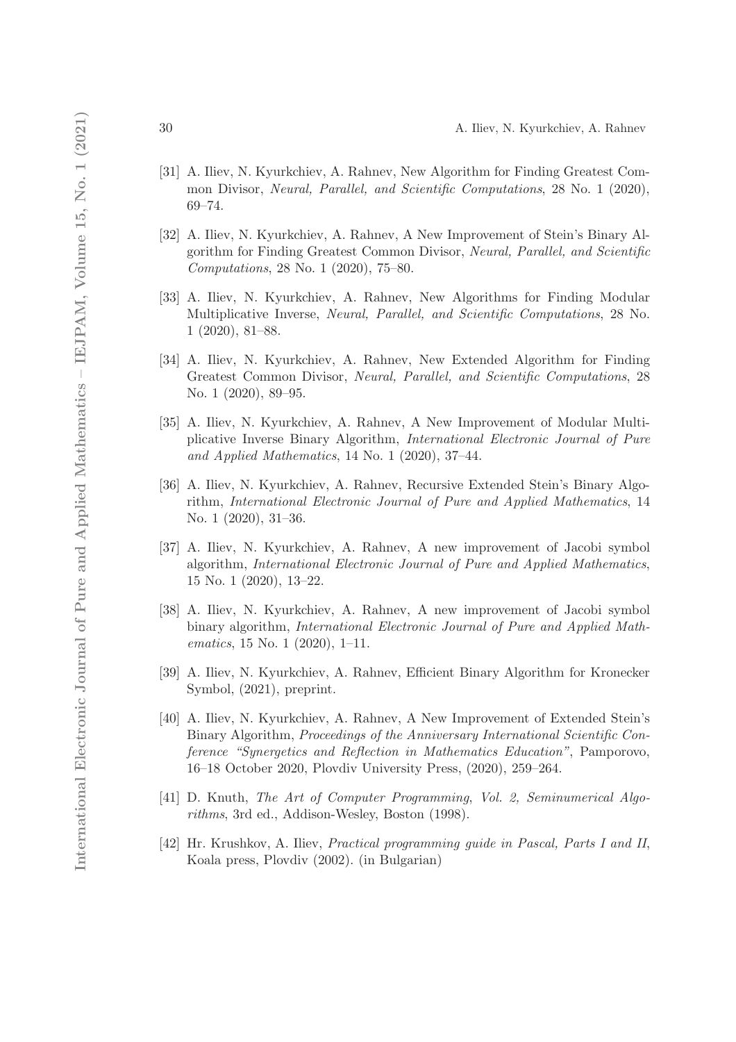[31] A. Iliev, N. Kyurkchiev, A. Rahnev, New Algorithm for Finding Greatest Common Divisor, *Neural, Parallel, and Scientific Computations*, 28 No. 1 (2020), 69–74.

[32] A. Iliev, N. Kyurkchiev, A. Rahnev, A New Improvement of Stein's Binary Algorithm for Finding Greatest Common Divisor, *Neural, Parallel, and Scientific Computations*, 28 No. 1 (2020), 75–80.

[33] A. Iliev, N. Kyurkchiev, A. Rahnev, New Algorithms for Finding Modular Multiplicative Inverse, *Neural, Parallel, and Scientific Computations*, 28 No. 1 (2020), 81–88.

[34] A. Iliev, N. Kyurkchiev, A. Rahnev, New Extended Algorithm for Finding Greatest Common Divisor, *Neural, Parallel, and Scientific Computations*, 28 No. 1 (2020), 89–95.

[35] A. Iliev, N. Kyurkchiev, A. Rahnev, A New Improvement of Modular Multiplicative Inverse Binary Algorithm, *International Electronic Journal of Pure and Applied Mathematics*, 14 No. 1 (2020), 37–44.

[36] A. Iliev, N. Kyurkchiev, A. Rahnev, Recursive Extended Stein's Binary Algorithm, *International Electronic Journal of Pure and Applied Mathematics*, 14 No. 1 (2020), 31–36.

[37] A. Iliev, N. Kyurkchiev, A. Rahnev, A new improvement of Jacobi symbol algorithm, *International Electronic Journal of Pure and Applied Mathematics*, 15 No. 1 (2020), 13–22.

[38] A. Iliev, N. Kyurkchiev, A. Rahnev, A new improvement of Jacobi symbol binary algorithm, *International Electronic Journal of Pure and Applied Mathematics*, 15 No. 1 (2020), 1–11.

[39] A. Iliev, N. Kyurkchiev, A. Rahnev, Efficient Binary Algorithm for Kronecker Symbol, (2021), preprint.

[40] A. Iliev, N. Kyurkchiev, A. Rahnev, A New Improvement of Extended Stein's Binary Algorithm, *Proceedings of the Anniversary International Scientific Conference "Synergetics and Reflection in Mathematics Education"*, Pamporovo, 16–18 October 2020, Plovdiv University Press, (2020), 259–264.

[41] D. Knuth, *The Art of Computer Programming, Vol. 2, Seminumerical Algorithms*, 3rd ed., Addison-Wesley, Boston (1998).

[42] Hr. Krushkov, A. Iliev, *Practical programming guide in Pascal, Parts I and II*, Koala press, Plovdiv (2002). (in Bulgarian)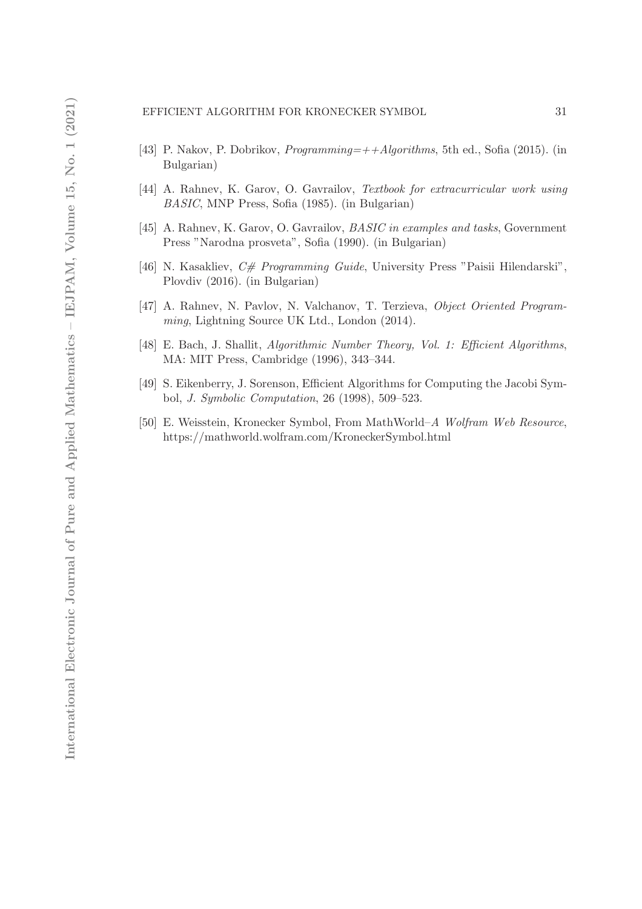[43] P. Nakov, P. Dobrikov, *Programming=++Algorithms*, 5th ed., Sofia (2015). (in Bulgarian)

[44] A. Rahnev, K. Garov, O. Gavrailov, *Textbook for extracurricular work using BASIC*, MNP Press, Sofia (1985). (in Bulgarian)

[45] A. Rahnev, K. Garov, O. Gavrailov, *BASIC in examples and tasks*, Government Press "Narodna prosveta", Sofia (1990). (in Bulgarian)

[46] N. Kasakliev, *C# Programming Guide*, University Press "Paisii Hilendarski", Plovdiv (2016). (in Bulgarian)

[47] A. Rahnev, N. Pavlov, N. Valchanov, T. Terzieva, *Object Oriented Programming*, Lightning Source UK Ltd., London (2014).

[48] E. Bach, J. Shallit, *Algorithmic Number Theory, Vol. 1: Efficient Algorithms*, MA: MIT Press, Cambridge (1996), 343–344.

[49] S. Eikenberry, J. Sorenson, Efficient Algorithms for Computing the Jacobi Symbol, *J. Symbolic Computation*, 26 (1998), 509–523.

[50] E. Weisstein, Kronecker Symbol, From MathWorld–*A Wolfram Web Resource*, https://mathworld.wolfram.com/KroneckerSymbol.html